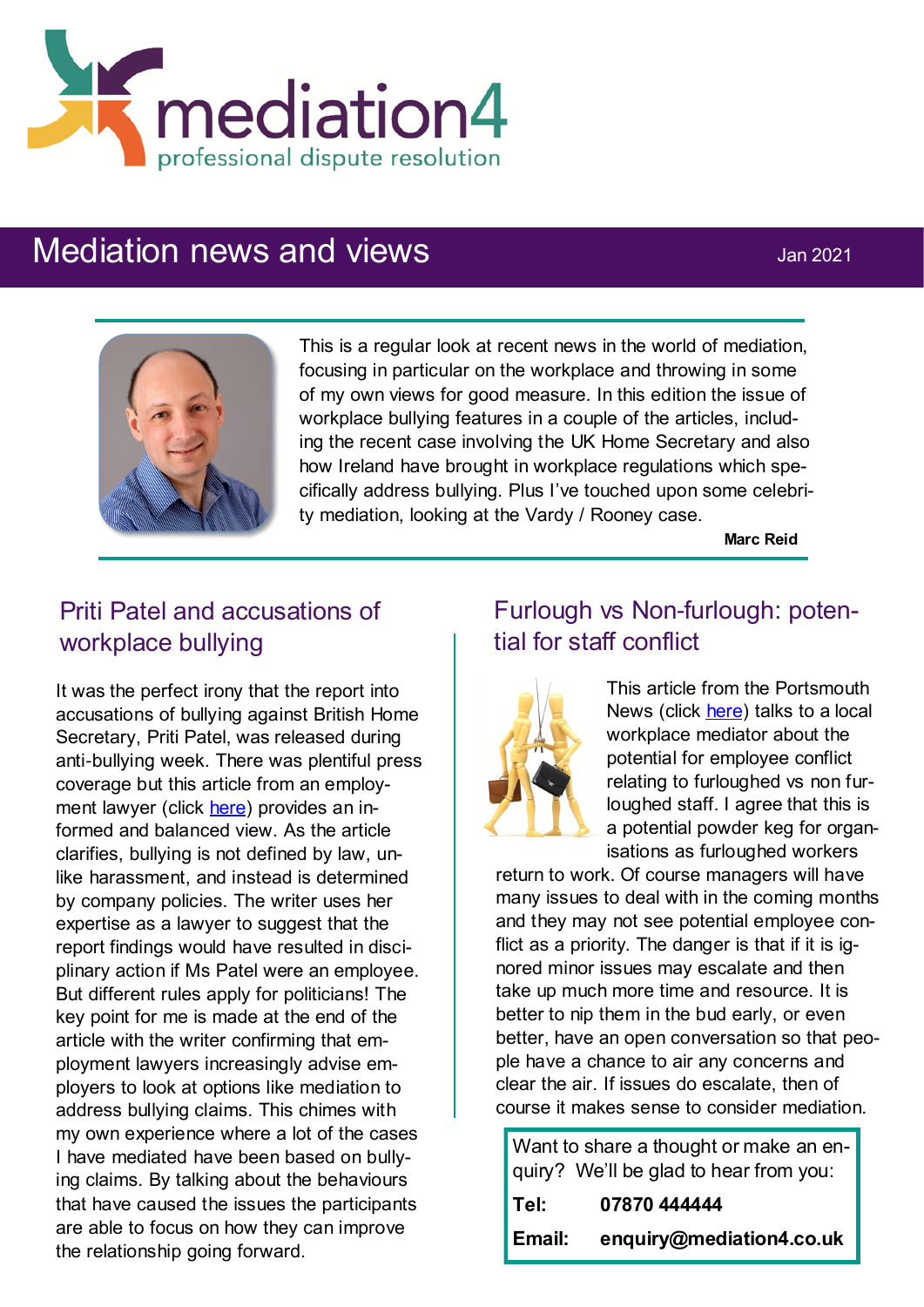mediation4

professional dispute resolution

# Mediation news and views

Jan 2021

This is a regular look at recent news in the world of mediation, focusing in particular on the workplace and throwing in some of my own views for good measure. In this edition the issue of workplace bullying features in a couple of the articles, including the recent case involving the UK Home Secretary and also how Ireland have brought in workplace regulations which specifically address bullying. Plus I've touched upon some celebrity mediation, looking at the Vardy / Rooney case.

**Marc Reid**

## Priti Patel and accusations of workplace bullying

It was the perfect irony that the report into accusations of bullying against British Home Secretary, Priti Patel, was released during anti-bullying week. There was plentiful press coverage but this article from an employment lawyer (click here) provides an informed and balanced view. As the article clarifies, bullying is not defined by law, unlike harassment, and instead is determined by company policies. The writer uses her expertise as a lawyer to suggest that the report findings would have resulted in disciplinary action if Ms Patel were an employee. But different rules apply for politicians! The key point for me is made at the end of the article with the writer confirming that employment lawyers increasingly advise employers to look at options like mediation to address bullying claims. This chimes with my own experience where a lot of the cases I have mediated have been based on bullying claims. By talking about the behaviours that have caused the issues the participants are able to focus on how they can improve the relationship going forward.

## Furlough vs Non-furlough: potential for staff conflict

This article from the Portsmouth News (click here) talks to a local workplace mediator about the potential for employee conflict relating to furloughed vs non furloughed staff. I agree that this is a potential powder keg for organisations as furloughed workers return to work. Of course managers will have many issues to deal with in the coming months and they may not see potential employee conflict as a priority. The danger is that if it is ignored minor issues may escalate and then take up much more time and resource. It is better to nip them in the bud early, or even better, have an open conversation so that people have a chance to air any concerns and clear the air. If issues do escalate, then of course it makes sense to consider mediation.

Want to share a thought or make an enquiry? We'll be glad to hear from you:

**Tel:** **07870 444444**

**Email:** **enquiry@mediation4.co.uk**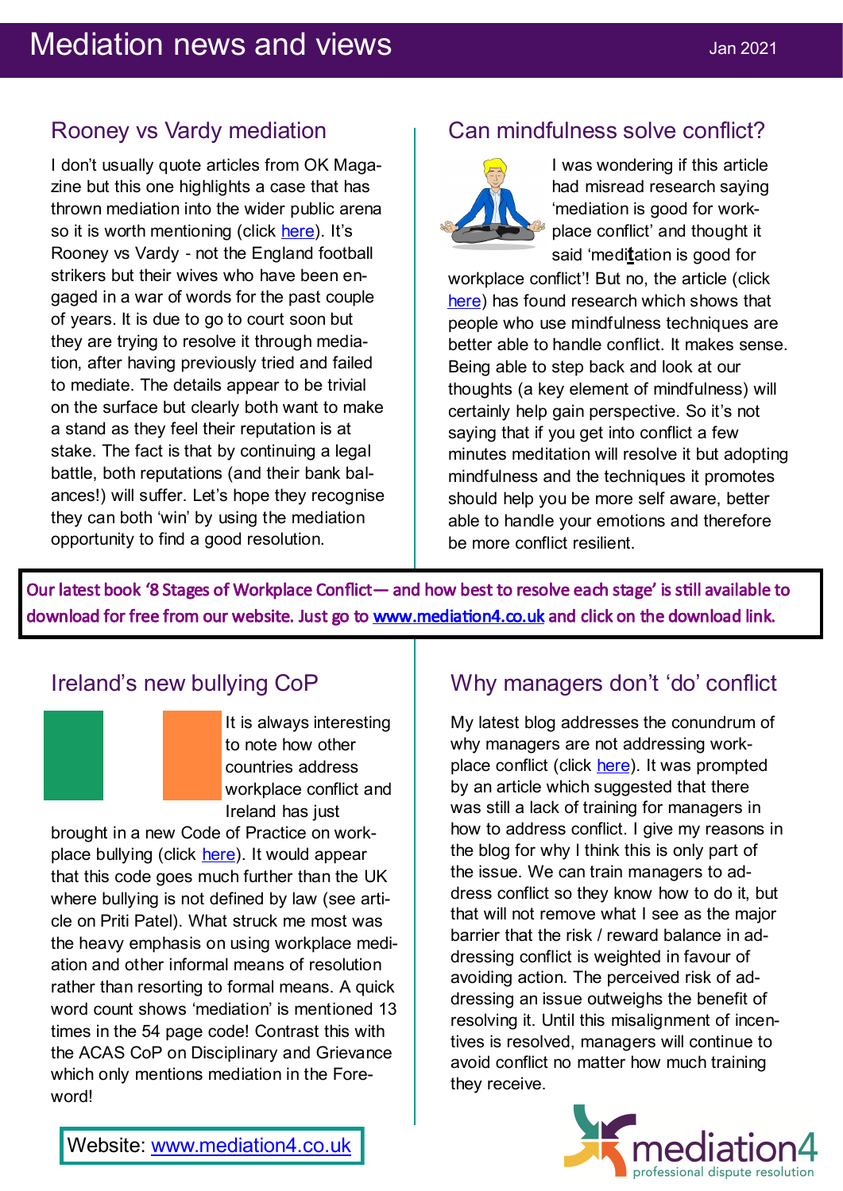# Mediation news and views

Jan 2021

## Rooney vs Vardy mediation

I don't usually quote articles from OK Magazine but this one highlights a case that has thrown mediation into the wider public arena so it is worth mentioning (click here). It's Rooney vs Vardy - not the England football strikers but their wives who have been engaged in a war of words for the past couple of years. It is due to go to court soon but they are trying to resolve it through mediation, after having previously tried and failed to mediate. The details appear to be trivial on the surface but clearly both want to make a stand as they feel their reputation is at stake. The fact is that by continuing a legal battle, both reputations (and their bank balances!) will suffer. Let's hope they recognise they can both 'win' by using the mediation opportunity to find a good resolution.

## Can mindfulness solve conflict?

I was wondering if this article had misread research saying 'mediation is good for workplace conflict' and thought it said 'medi**t**ation is good for workplace conflict'! But no, the article (click here) has found research which shows that people who use mindfulness techniques are better able to handle conflict. It makes sense. Being able to step back and look at our thoughts (a key element of mindfulness) will certainly help gain perspective. So it's not saying that if you get into conflict a few minutes meditation will resolve it but adopting mindfulness and the techniques it promotes should help you be more self aware, better able to handle your emotions and therefore be more conflict resilient.

Our latest book '8 Stages of Workplace Conflict— and how best to resolve each stage' is still available to download for free from our website. Just go to www.mediation4.co.uk and click on the download link.

## Ireland's new bullying CoP

It is always interesting to note how other countries address workplace conflict and Ireland has just brought in a new Code of Practice on workplace bullying (click here). It would appear that this code goes much further than the UK where bullying is not defined by law (see article on Priti Patel). What struck me most was the heavy emphasis on using workplace mediation and other informal means of resolution rather than resorting to formal means. A quick word count shows 'mediation' is mentioned 13 times in the 54 page code! Contrast this with the ACAS CoP on Disciplinary and Grievance which only mentions mediation in the Foreword!

## Why managers don't 'do' conflict

My latest blog addresses the conundrum of why managers are not addressing workplace conflict (click here). It was prompted by an article which suggested that there was still a lack of training for managers in how to address conflict. I give my reasons in the blog for why I think this is only part of the issue. We can train managers to address conflict so they know how to do it, but that will not remove what I see as the major barrier that the risk / reward balance in addressing conflict is weighted in favour of avoiding action. The perceived risk of addressing an issue outweighs the benefit of resolving it. Until this misalignment of incentives is resolved, managers will continue to avoid conflict no matter how much training they receive.

Website: www.mediation4.co.uk

mediation4
professional dispute resolution